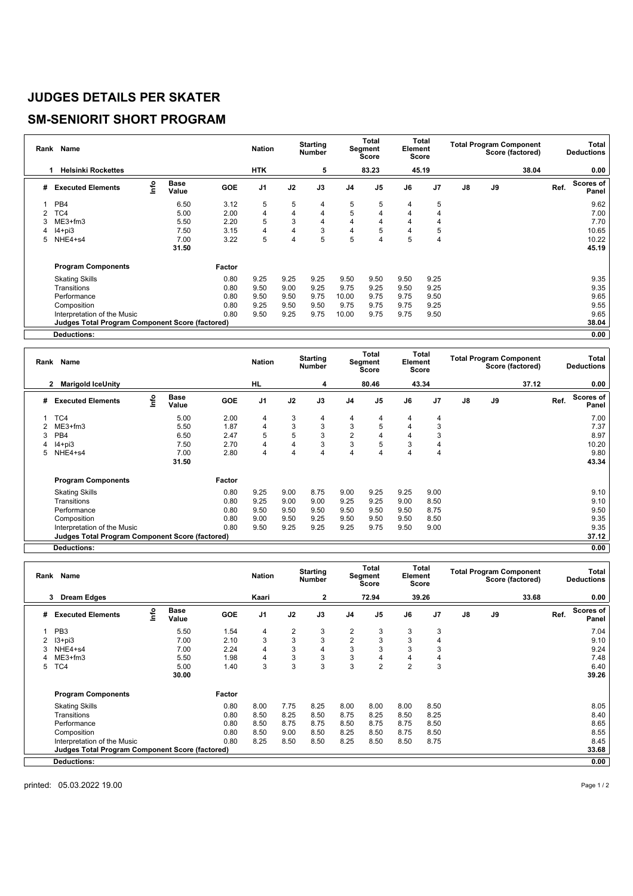# JUDGES DETAILS PER SKATER

## SM-SENIORIT SHORT PROGRAM

| Rank | Name | Nation | Starting Number | Total Segment Score | Total Element Score | Total Program Component Score (factored) | Total Deductions |
|---|---|---|---|---|---|---|---|
| 1 | Helsinki Rockettes | HTK | 5 | 83.23 | 45.19 | 38.04 | 0.00 |

| # | Executed Elements | Info | Base Value | GOE | J1 | J2 | J3 | J4 | J5 | J6 | J7 | J8 | J9 | Ref. | Scores of Panel |
|---|---|---|---|---|---|---|---|---|---|---|---|---|---|---|---|
| 1 | PB4 | | 6.50 | 3.12 | 5 | 5 | 4 | 5 | 5 | 4 | 5 | | | | 9.62 |
| 2 | TC4 | | 5.00 | 2.00 | 4 | 4 | 4 | 5 | 4 | 4 | 4 | | | | 7.00 |
| 3 | ME3+fm3 | | 5.50 | 2.20 | 5 | 3 | 4 | 4 | 4 | 4 | 4 | | | | 7.70 |
| 4 | I4+pi3 | | 7.50 | 3.15 | 4 | 4 | 3 | 4 | 5 | 4 | 5 | | | | 10.65 |
| 5 | NHE4+s4 | | 7.00 | 3.22 | 5 | 4 | 5 | 5 | 4 | 5 | 4 | | | | 10.22 |
| | | | 31.50 | | | | | | | | | | | | 45.19 |

| Program Components | Factor | J1 | J2 | J3 | J4 | J5 | J6 | J7 | J8 | J9 | Scores of Panel |
|---|---|---|---|---|---|---|---|---|---|---|---|
| Skating Skills | 0.80 | 9.25 | 9.25 | 9.25 | 9.50 | 9.50 | 9.50 | 9.25 | | | 9.35 |
| Transitions | 0.80 | 9.50 | 9.00 | 9.25 | 9.75 | 9.25 | 9.50 | 9.25 | | | 9.35 |
| Performance | 0.80 | 9.50 | 9.50 | 9.75 | 10.00 | 9.75 | 9.75 | 9.50 | | | 9.65 |
| Composition | 0.80 | 9.25 | 9.50 | 9.50 | 9.75 | 9.75 | 9.75 | 9.25 | | | 9.55 |
| Interpretation of the Music | 0.80 | 9.50 | 9.25 | 9.75 | 10.00 | 9.75 | 9.75 | 9.50 | | | 9.65 |
| **Judges Total Program Component Score (factored)** | | | | | | | | | | | 38.04 |
| **Deductions:** | | | | | | | | | | | 0.00 |

| Rank | Name | Nation | Starting Number | Total Segment Score | Total Element Score | Total Program Component Score (factored) | Total Deductions |
|---|---|---|---|---|---|---|---|
| 2 | Marigold IceUnity | HL | 4 | 80.46 | 43.34 | 37.12 | 0.00 |

| # | Executed Elements | Info | Base Value | GOE | J1 | J2 | J3 | J4 | J5 | J6 | J7 | J8 | J9 | Ref. | Scores of Panel |
|---|---|---|---|---|---|---|---|---|---|---|---|---|---|---|---|
| 1 | TC4 | | 5.00 | 2.00 | 4 | 3 | 4 | 4 | 4 | 4 | 4 | | | | 7.00 |
| 2 | ME3+fm3 | | 5.50 | 1.87 | 4 | 3 | 3 | 3 | 5 | 4 | 3 | | | | 7.37 |
| 3 | PB4 | | 6.50 | 2.47 | 5 | 5 | 3 | 2 | 4 | 4 | 3 | | | | 8.97 |
| 4 | I4+pi3 | | 7.50 | 2.70 | 4 | 4 | 3 | 3 | 5 | 3 | 4 | | | | 10.20 |
| 5 | NHE4+s4 | | 7.00 | 2.80 | 4 | 4 | 4 | 4 | 4 | 4 | 4 | | | | 9.80 |
| | | | 31.50 | | | | | | | | | | | | 43.34 |

| Program Components | Factor | J1 | J2 | J3 | J4 | J5 | J6 | J7 | J8 | J9 | Scores of Panel |
|---|---|---|---|---|---|---|---|---|---|---|---|
| Skating Skills | 0.80 | 9.25 | 9.00 | 8.75 | 9.00 | 9.25 | 9.25 | 9.00 | | | 9.10 |
| Transitions | 0.80 | 9.25 | 9.00 | 9.00 | 9.25 | 9.25 | 9.00 | 8.50 | | | 9.10 |
| Performance | 0.80 | 9.50 | 9.50 | 9.50 | 9.50 | 9.50 | 9.50 | 8.75 | | | 9.50 |
| Composition | 0.80 | 9.00 | 9.50 | 9.25 | 9.50 | 9.50 | 9.50 | 8.50 | | | 9.35 |
| Interpretation of the Music | 0.80 | 9.50 | 9.25 | 9.25 | 9.25 | 9.75 | 9.50 | 9.00 | | | 9.35 |
| **Judges Total Program Component Score (factored)** | | | | | | | | | | | 37.12 |
| **Deductions:** | | | | | | | | | | | 0.00 |

| Rank | Name | Nation | Starting Number | Total Segment Score | Total Element Score | Total Program Component Score (factored) | Total Deductions |
|---|---|---|---|---|---|---|---|
| 3 | Dream Edges | Kaari | 2 | 72.94 | 39.26 | 33.68 | 0.00 |

| # | Executed Elements | Info | Base Value | GOE | J1 | J2 | J3 | J4 | J5 | J6 | J7 | J8 | J9 | Ref. | Scores of Panel |
|---|---|---|---|---|---|---|---|---|---|---|---|---|---|---|---|
| 1 | PB3 | | 5.50 | 1.54 | 4 | 2 | 3 | 2 | 3 | 3 | 3 | | | | 7.04 |
| 2 | I3+pi3 | | 7.00 | 2.10 | 3 | 3 | 3 | 2 | 3 | 3 | 4 | | | | 9.10 |
| 3 | NHE4+s4 | | 7.00 | 2.24 | 4 | 3 | 4 | 3 | 3 | 3 | 3 | | | | 9.24 |
| 4 | ME3+fm3 | | 5.50 | 1.98 | 4 | 3 | 3 | 3 | 4 | 4 | 4 | | | | 7.48 |
| 5 | TC4 | | 5.00 | 1.40 | 3 | 3 | 3 | 3 | 2 | 2 | 3 | | | | 6.40 |
| | | | 30.00 | | | | | | | | | | | | 39.26 |

| Program Components | Factor | J1 | J2 | J3 | J4 | J5 | J6 | J7 | J8 | J9 | Scores of Panel |
|---|---|---|---|---|---|---|---|---|---|---|---|
| Skating Skills | 0.80 | 8.00 | 7.75 | 8.25 | 8.00 | 8.00 | 8.00 | 8.50 | | | 8.05 |
| Transitions | 0.80 | 8.50 | 8.25 | 8.50 | 8.75 | 8.25 | 8.50 | 8.25 | | | 8.40 |
| Performance | 0.80 | 8.50 | 8.75 | 8.75 | 8.50 | 8.75 | 8.75 | 8.50 | | | 8.65 |
| Composition | 0.80 | 8.50 | 9.00 | 8.50 | 8.25 | 8.50 | 8.75 | 8.50 | | | 8.55 |
| Interpretation of the Music | 0.80 | 8.25 | 8.50 | 8.50 | 8.25 | 8.50 | 8.50 | 8.75 | | | 8.45 |
| **Judges Total Program Component Score (factored)** | | | | | | | | | | | 33.68 |
| **Deductions:** | | | | | | | | | | | 0.00 |

printed: 05.03.2022 19.00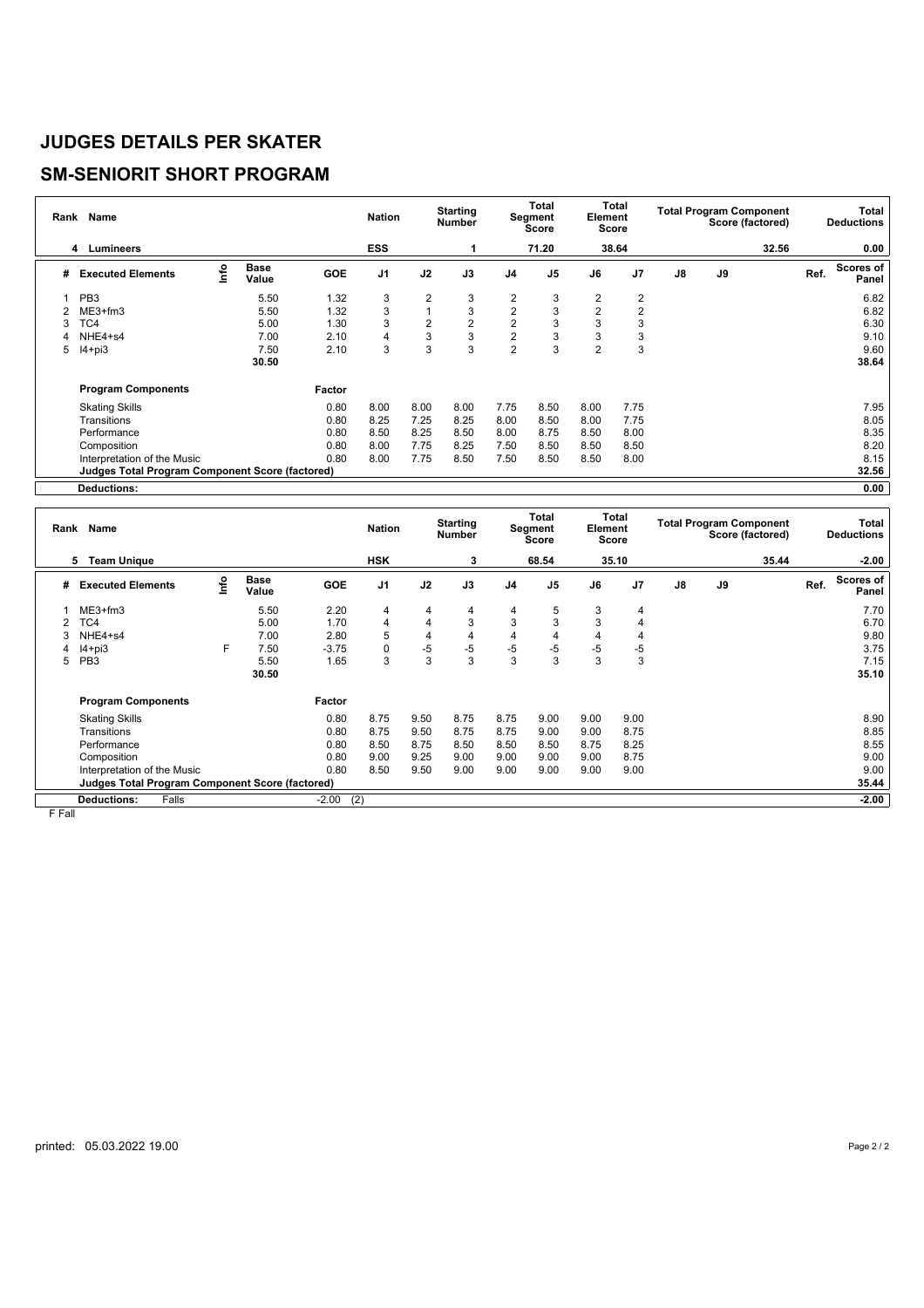# JUDGES DETAILS PER SKATER

## SM-SENIORIT SHORT PROGRAM

| Rank | Name | Nation | Starting Number | Total Segment Score | Total Element Score | Total Program Component Score (factored) | Total Deductions |
|---|---|---|---|---|---|---|---|
| 4 | Lumineers | ESS | 1 | 71.20 | 38.64 | 32.56 | 0.00 |

| # | Executed Elements | Info | Base Value | GOE | J1 | J2 | J3 | J4 | J5 | J6 | J7 | J8 | J9 | Ref. | Scores of Panel |
|---|---|---|---|---|---|---|---|---|---|---|---|---|---|---|---|
| 1 | PB3 | | 5.50 | 1.32 | 3 | 2 | 3 | 2 | 3 | 2 | 2 | | | | 6.82 |
| 2 | ME3+fm3 | | 5.50 | 1.32 | 3 | 1 | 3 | 2 | 3 | 2 | 2 | | | | 6.82 |
| 3 | TC4 | | 5.00 | 1.30 | 3 | 2 | 2 | 2 | 3 | 3 | 3 | | | | 6.30 |
| 4 | NHE4+s4 | | 7.00 | 2.10 | 4 | 3 | 3 | 2 | 3 | 3 | 3 | | | | 9.10 |
| 5 | I4+pi3 | | 7.50 | 2.10 | 3 | 3 | 3 | 2 | 3 | 2 | 3 | | | | 9.60 |
| | | | 30.50 | | | | | | | | | | | | 38.64 |

| Program Components | Factor | J1 | J2 | J3 | J4 | J5 | J6 | J7 | J8 | J9 | Scores of Panel |
|---|---|---|---|---|---|---|---|---|---|---|---|
| Skating Skills | 0.80 | 8.00 | 8.00 | 8.00 | 7.75 | 8.50 | 8.00 | 7.75 | | | 7.95 |
| Transitions | 0.80 | 8.25 | 7.25 | 8.25 | 8.00 | 8.50 | 8.00 | 7.75 | | | 8.05 |
| Performance | 0.80 | 8.50 | 8.25 | 8.50 | 8.00 | 8.75 | 8.50 | 8.00 | | | 8.35 |
| Composition | 0.80 | 8.00 | 7.75 | 8.25 | 7.50 | 8.50 | 8.50 | 8.50 | | | 8.20 |
| Interpretation of the Music | 0.80 | 8.00 | 7.75 | 8.50 | 7.50 | 8.50 | 8.50 | 8.00 | | | 8.15 |
| **Judges Total Program Component Score (factored)** | | | | | | | | | | | 32.56 |
| **Deductions:** | | | | | | | | | | | 0.00 |

| Rank | Name | Nation | Starting Number | Total Segment Score | Total Element Score | Total Program Component Score (factored) | Total Deductions |
|---|---|---|---|---|---|---|---|
| 5 | Team Unique | HSK | 3 | 68.54 | 35.10 | 35.44 | -2.00 |

| # | Executed Elements | Info | Base Value | GOE | J1 | J2 | J3 | J4 | J5 | J6 | J7 | J8 | J9 | Ref. | Scores of Panel |
|---|---|---|---|---|---|---|---|---|---|---|---|---|---|---|---|
| 1 | ME3+fm3 | | 5.50 | 2.20 | 4 | 4 | 4 | 4 | 5 | 3 | 4 | | | | 7.70 |
| 2 | TC4 | | 5.00 | 1.70 | 4 | 4 | 3 | 3 | 3 | 3 | 4 | | | | 6.70 |
| 3 | NHE4+s4 | | 7.00 | 2.80 | 5 | 4 | 4 | 4 | 4 | 4 | 4 | | | | 9.80 |
| 4 | I4+pi3 | F | 7.50 | -3.75 | 0 | -5 | -5 | -5 | -5 | -5 | -5 | | | | 3.75 |
| 5 | PB3 | | 5.50 | 1.65 | 3 | 3 | 3 | 3 | 3 | 3 | 3 | | | | 7.15 |
| | | | 30.50 | | | | | | | | | | | | 35.10 |

| Program Components | Factor | J1 | J2 | J3 | J4 | J5 | J6 | J7 | J8 | J9 | Scores of Panel |
|---|---|---|---|---|---|---|---|---|---|---|---|
| Skating Skills | 0.80 | 8.75 | 9.50 | 8.75 | 8.75 | 9.00 | 9.00 | 9.00 | | | 8.90 |
| Transitions | 0.80 | 8.75 | 9.50 | 8.75 | 8.75 | 9.00 | 9.00 | 8.75 | | | 8.85 |
| Performance | 0.80 | 8.50 | 8.75 | 8.50 | 8.50 | 8.50 | 8.75 | 8.25 | | | 8.55 |
| Composition | 0.80 | 9.00 | 9.25 | 9.00 | 9.00 | 9.00 | 9.00 | 8.75 | | | 9.00 |
| Interpretation of the Music | 0.80 | 8.50 | 9.50 | 9.00 | 9.00 | 9.00 | 9.00 | 9.00 | | | 9.00 |
| **Judges Total Program Component Score (factored)** | | | | | | | | | | | 35.44 |
| **Deductions:** Falls | -2.00 (2) | | | | | | | | | | -2.00 |

F Fall

printed: 05.03.2022 19.00